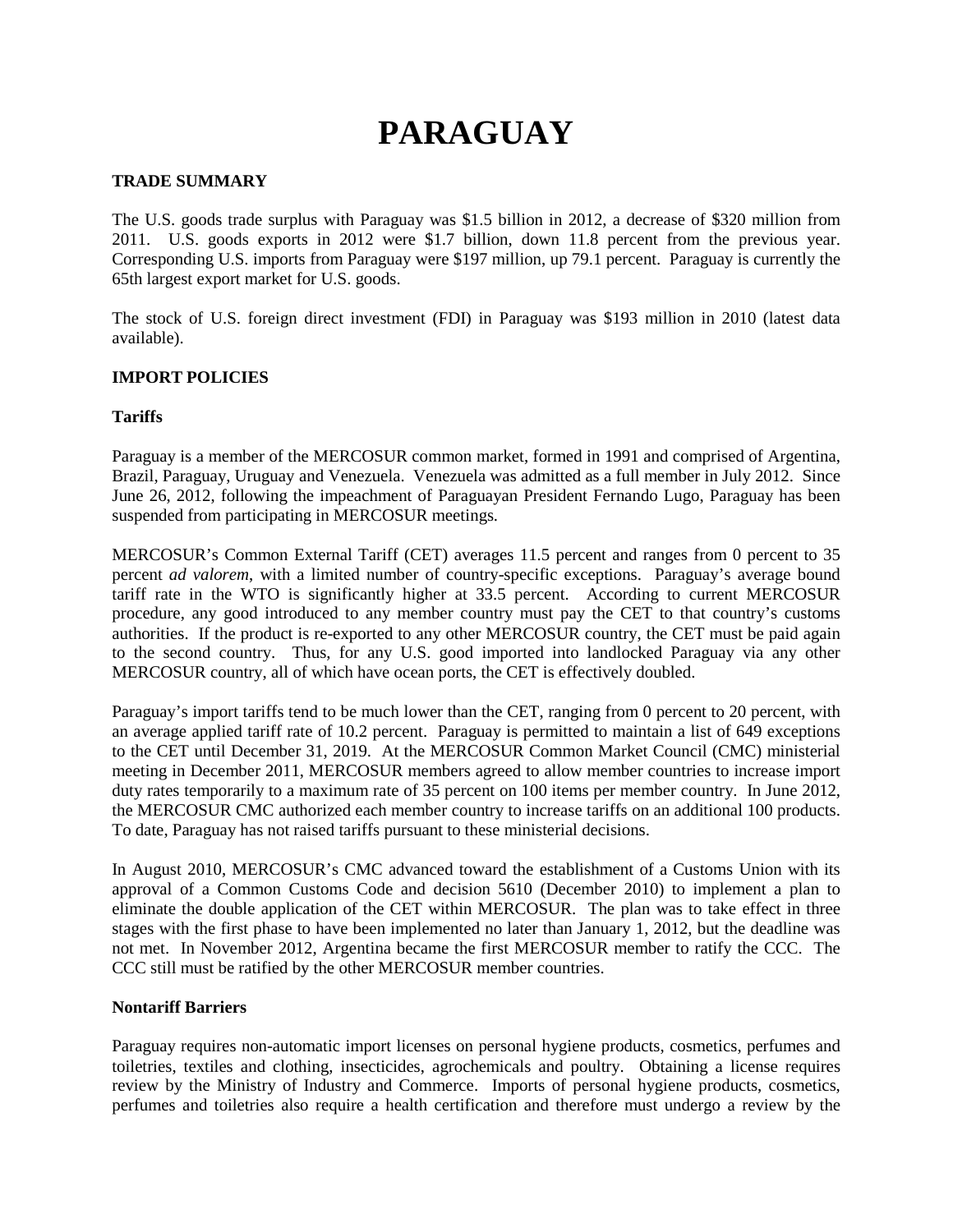# PARAGUAY

## TRADE SUMMARY

The U.S. goods trade surplus with Paraguay was $1.5 billion in 2012, a decrease of $320 million from 2011. U.S. goods exports in 2012 were $1.7 billion, down 11.8 percent from the previous year. Corresponding U.S. imports from Paraguay were $197 million, up 79.1 percent. Paraguay is currently the 65th largest export market for U.S. goods.

The stock of U.S. foreign direct investment (FDI) in Paraguay was $193 million in 2010 (latest data available).

## IMPORT POLICIES

### Tariffs

Paraguay is a member of the MERCOSUR common market, formed in 1991 and comprised of Argentina, Brazil, Paraguay, Uruguay and Venezuela. Venezuela was admitted as a full member in July 2012. Since June 26, 2012, following the impeachment of Paraguayan President Fernando Lugo, Paraguay has been suspended from participating in MERCOSUR meetings.

MERCOSUR's Common External Tariff (CET) averages 11.5 percent and ranges from 0 percent to 35 percent *ad valorem*, with a limited number of country-specific exceptions. Paraguay's average bound tariff rate in the WTO is significantly higher at 33.5 percent. According to current MERCOSUR procedure, any good introduced to any member country must pay the CET to that country's customs authorities. If the product is re-exported to any other MERCOSUR country, the CET must be paid again to the second country. Thus, for any U.S. good imported into landlocked Paraguay via any other MERCOSUR country, all of which have ocean ports, the CET is effectively doubled.

Paraguay's import tariffs tend to be much lower than the CET, ranging from 0 percent to 20 percent, with an average applied tariff rate of 10.2 percent. Paraguay is permitted to maintain a list of 649 exceptions to the CET until December 31, 2019. At the MERCOSUR Common Market Council (CMC) ministerial meeting in December 2011, MERCOSUR members agreed to allow member countries to increase import duty rates temporarily to a maximum rate of 35 percent on 100 items per member country. In June 2012, the MERCOSUR CMC authorized each member country to increase tariffs on an additional 100 products. To date, Paraguay has not raised tariffs pursuant to these ministerial decisions.

In August 2010, MERCOSUR's CMC advanced toward the establishment of a Customs Union with its approval of a Common Customs Code and decision 5610 (December 2010) to implement a plan to eliminate the double application of the CET within MERCOSUR. The plan was to take effect in three stages with the first phase to have been implemented no later than January 1, 2012, but the deadline was not met. In November 2012, Argentina became the first MERCOSUR member to ratify the CCC. The CCC still must be ratified by the other MERCOSUR member countries.

### Nontariff Barriers

Paraguay requires non-automatic import licenses on personal hygiene products, cosmetics, perfumes and toiletries, textiles and clothing, insecticides, agrochemicals and poultry. Obtaining a license requires review by the Ministry of Industry and Commerce. Imports of personal hygiene products, cosmetics, perfumes and toiletries also require a health certification and therefore must undergo a review by the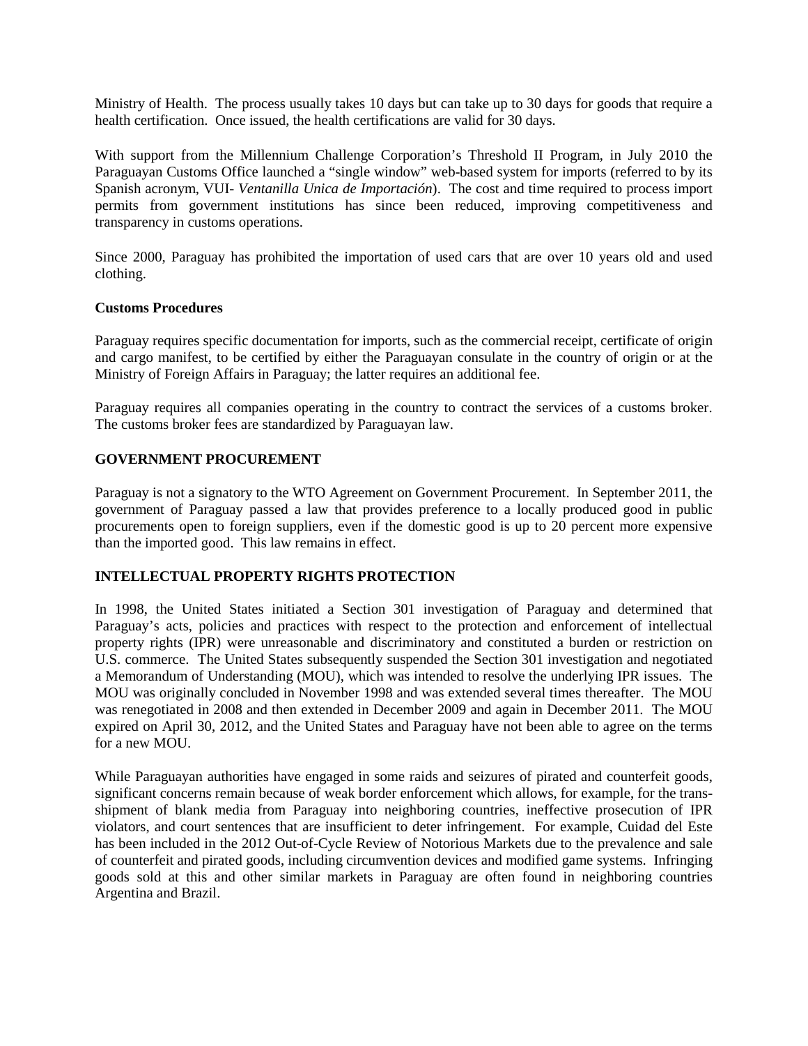Ministry of Health. The process usually takes 10 days but can take up to 30 days for goods that require a health certification. Once issued, the health certifications are valid for 30 days.

With support from the Millennium Challenge Corporation's Threshold II Program, in July 2010 the Paraguayan Customs Office launched a "single window" web-based system for imports (referred to by its Spanish acronym, VUI- *Ventanilla Unica de Importación*). The cost and time required to process import permits from government institutions has since been reduced, improving competitiveness and transparency in customs operations.

Since 2000, Paraguay has prohibited the importation of used cars that are over 10 years old and used clothing.

**Customs Procedures**

Paraguay requires specific documentation for imports, such as the commercial receipt, certificate of origin and cargo manifest, to be certified by either the Paraguayan consulate in the country of origin or at the Ministry of Foreign Affairs in Paraguay; the latter requires an additional fee.

Paraguay requires all companies operating in the country to contract the services of a customs broker. The customs broker fees are standardized by Paraguayan law.

## GOVERNMENT PROCUREMENT

Paraguay is not a signatory to the WTO Agreement on Government Procurement. In September 2011, the government of Paraguay passed a law that provides preference to a locally produced good in public procurements open to foreign suppliers, even if the domestic good is up to 20 percent more expensive than the imported good. This law remains in effect.

## INTELLECTUAL PROPERTY RIGHTS PROTECTION

In 1998, the United States initiated a Section 301 investigation of Paraguay and determined that Paraguay's acts, policies and practices with respect to the protection and enforcement of intellectual property rights (IPR) were unreasonable and discriminatory and constituted a burden or restriction on U.S. commerce. The United States subsequently suspended the Section 301 investigation and negotiated a Memorandum of Understanding (MOU), which was intended to resolve the underlying IPR issues. The MOU was originally concluded in November 1998 and was extended several times thereafter. The MOU was renegotiated in 2008 and then extended in December 2009 and again in December 2011. The MOU expired on April 30, 2012, and the United States and Paraguay have not been able to agree on the terms for a new MOU.

While Paraguayan authorities have engaged in some raids and seizures of pirated and counterfeit goods, significant concerns remain because of weak border enforcement which allows, for example, for the trans-shipment of blank media from Paraguay into neighboring countries, ineffective prosecution of IPR violators, and court sentences that are insufficient to deter infringement. For example, Cuidad del Este has been included in the 2012 Out-of-Cycle Review of Notorious Markets due to the prevalence and sale of counterfeit and pirated goods, including circumvention devices and modified game systems. Infringing goods sold at this and other similar markets in Paraguay are often found in neighboring countries Argentina and Brazil.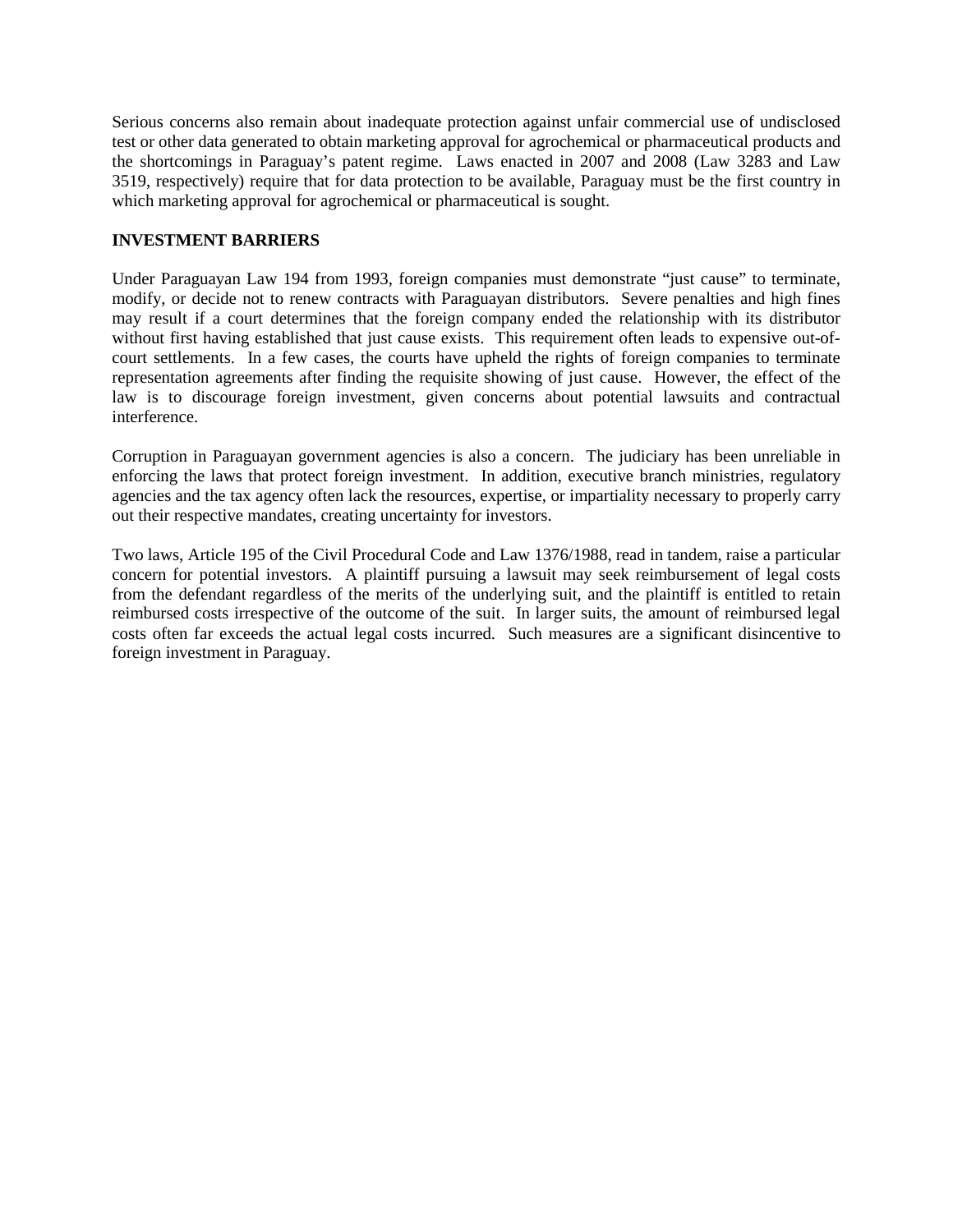Serious concerns also remain about inadequate protection against unfair commercial use of undisclosed test or other data generated to obtain marketing approval for agrochemical or pharmaceutical products and the shortcomings in Paraguay's patent regime. Laws enacted in 2007 and 2008 (Law 3283 and Law 3519, respectively) require that for data protection to be available, Paraguay must be the first country in which marketing approval for agrochemical or pharmaceutical is sought.

**INVESTMENT BARRIERS**

Under Paraguayan Law 194 from 1993, foreign companies must demonstrate "just cause" to terminate, modify, or decide not to renew contracts with Paraguayan distributors. Severe penalties and high fines may result if a court determines that the foreign company ended the relationship with its distributor without first having established that just cause exists. This requirement often leads to expensive out-of-court settlements. In a few cases, the courts have upheld the rights of foreign companies to terminate representation agreements after finding the requisite showing of just cause. However, the effect of the law is to discourage foreign investment, given concerns about potential lawsuits and contractual interference.

Corruption in Paraguayan government agencies is also a concern. The judiciary has been unreliable in enforcing the laws that protect foreign investment. In addition, executive branch ministries, regulatory agencies and the tax agency often lack the resources, expertise, or impartiality necessary to properly carry out their respective mandates, creating uncertainty for investors.

Two laws, Article 195 of the Civil Procedural Code and Law 1376/1988, read in tandem, raise a particular concern for potential investors. A plaintiff pursuing a lawsuit may seek reimbursement of legal costs from the defendant regardless of the merits of the underlying suit, and the plaintiff is entitled to retain reimbursed costs irrespective of the outcome of the suit. In larger suits, the amount of reimbursed legal costs often far exceeds the actual legal costs incurred. Such measures are a significant disincentive to foreign investment in Paraguay.